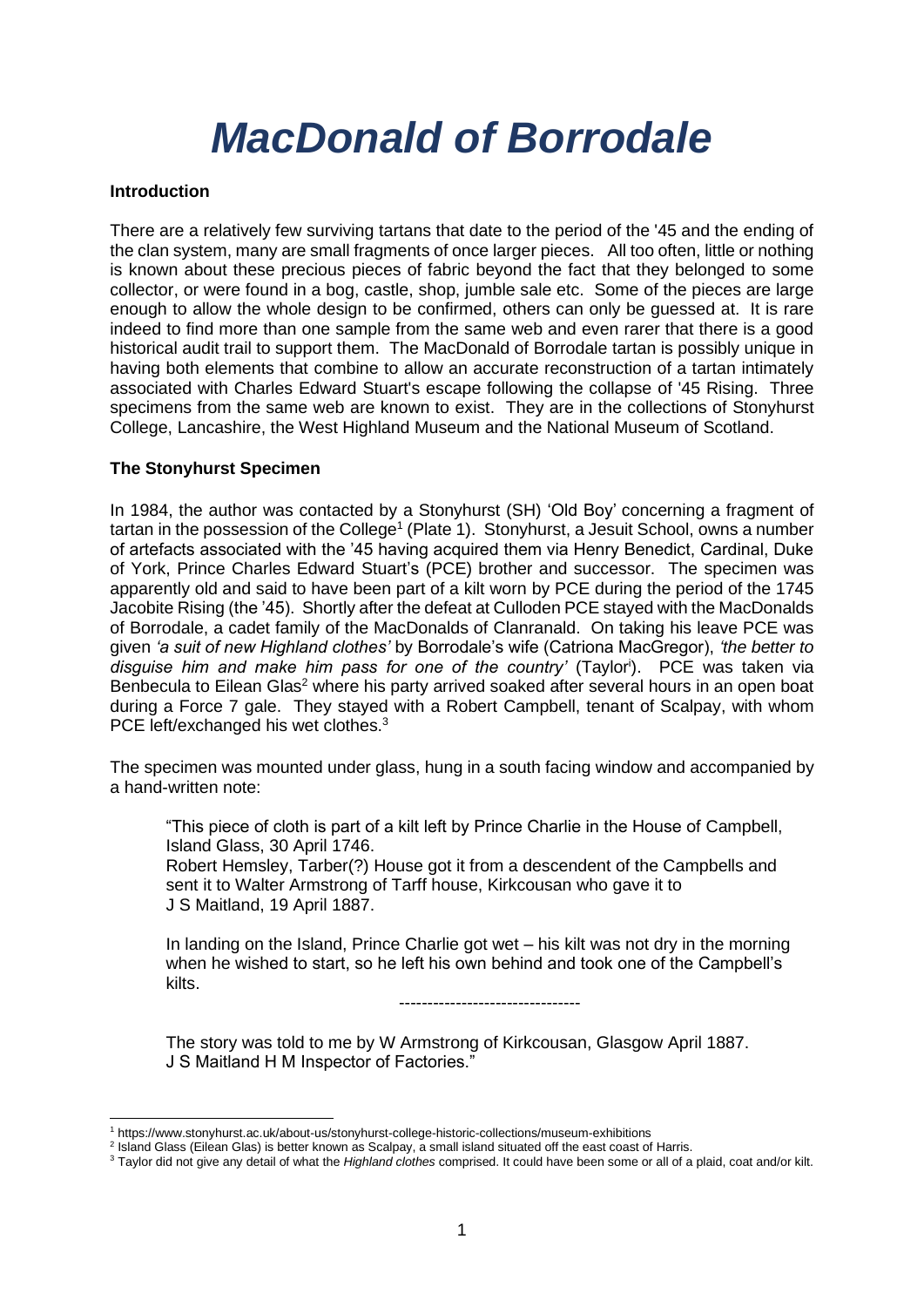# *MacDonald of Borrodale*

**Introduction**

There are a relatively few surviving tartans that date to the period of the '45 and the ending of the clan system, many are small fragments of once larger pieces. All too often, little or nothing is known about these precious pieces of fabric beyond the fact that they belonged to some collector, or were found in a bog, castle, shop, jumble sale etc. Some of the pieces are large enough to allow the whole design to be confirmed, others can only be guessed at. It is rare indeed to find more than one sample from the same web and even rarer that there is a good historical audit trail to support them. The MacDonald of Borrodale tartan is possibly unique in having both elements that combine to allow an accurate reconstruction of a tartan intimately associated with Charles Edward Stuart's escape following the collapse of '45 Rising. Three specimens from the same web are known to exist. They are in the collections of Stonyhurst College, Lancashire, the West Highland Museum and the National Museum of Scotland.

**The Stonyhurst Specimen**

In 1984, the author was contacted by a Stonyhurst (SH) 'Old Boy' concerning a fragment of tartan in the possession of the College[1] (Plate 1). Stonyhurst, a Jesuit School, owns a number of artefacts associated with the '45 having acquired them via Henry Benedict, Cardinal, Duke of York, Prince Charles Edward Stuart's (PCE) brother and successor. The specimen was apparently old and said to have been part of a kilt worn by PCE during the period of the 1745 Jacobite Rising (the '45). Shortly after the defeat at Culloden PCE stayed with the MacDonalds of Borrodale, a cadet family of the MacDonalds of Clanranald. On taking his leave PCE was given *'a suit of new Highland clothes'* by Borrodale's wife (Catriona MacGregor), *'the better to disguise him and make him pass for one of the country'* (Taylor[i]). PCE was taken via Benbecula to Eilean Glas[2] where his party arrived soaked after several hours in an open boat during a Force 7 gale. They stayed with a Robert Campbell, tenant of Scalpay, with whom PCE left/exchanged his wet clothes.[3]

The specimen was mounted under glass, hung in a south facing window and accompanied by a hand-written note:

> "This piece of cloth is part of a kilt left by Prince Charlie in the House of Campbell, Island Glass, 30 April 1746.
> Robert Hemsley, Tarber(?) House got it from a descendent of the Campbells and sent it to Walter Armstrong of Tarff house, Kirkcousan who gave it to J S Maitland, 19 April 1887.
>
> In landing on the Island, Prince Charlie got wet – his kilt was not dry in the morning when he wished to start, so he left his own behind and took one of the Campbell's kilts.
>
> --------------------------------
>
> The story was told to me by W Armstrong of Kirkcousan, Glasgow April 1887.
> J S Maitland H M Inspector of Factories."

---

[1] https://www.stonyhurst.ac.uk/about-us/stonyhurst-college-historic-collections/museum-exhibitions

[2] Island Glass (Eilean Glas) is better known as Scalpay, a small island situated off the east coast of Harris.

[3] Taylor did not give any detail of what the *Highland clothes* comprised. It could have been some or all of a plaid, coat and/or kilt.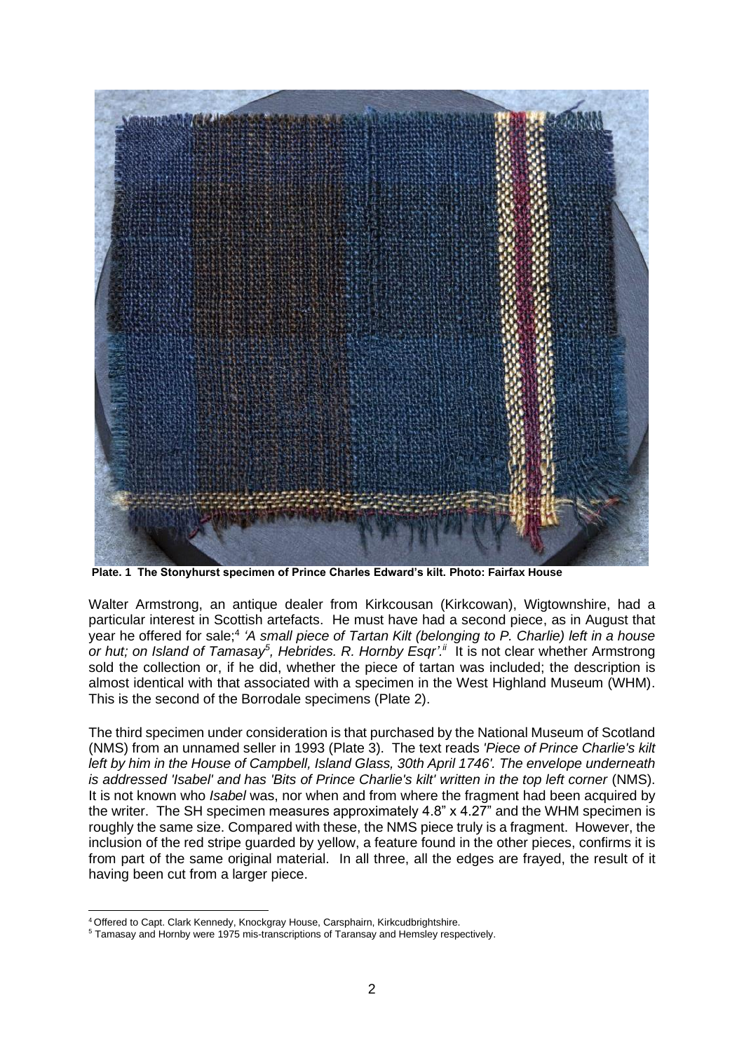**Plate. 1 The Stonyhurst specimen of Prince Charles Edward's kilt. Photo: Fairfax House**

Walter Armstrong, an antique dealer from Kirkcousan (Kirkcowan), Wigtownshire, had a particular interest in Scottish artefacts. He must have had a second piece, as in August that year he offered for sale;[4] *'A small piece of Tartan Kilt (belonging to P. Charlie) left in a house or hut; on Island of Tamasay[5], Hebrides. R. Hornby Esqr'.*[ii] It is not clear whether Armstrong sold the collection or, if he did, whether the piece of tartan was included; the description is almost identical with that associated with a specimen in the West Highland Museum (WHM). This is the second of the Borrodale specimens (Plate 2).

The third specimen under consideration is that purchased by the National Museum of Scotland (NMS) from an unnamed seller in 1993 (Plate 3). The text reads *'Piece of Prince Charlie's kilt left by him in the House of Campbell, Island Glass, 30th April 1746'. The envelope underneath is addressed 'Isabel' and has 'Bits of Prince Charlie's kilt' written in the top left corner* (NMS). It is not known who *Isabel* was, nor when and from where the fragment had been acquired by the writer. The SH specimen measures approximately 4.8" x 4.27" and the WHM specimen is roughly the same size. Compared with these, the NMS piece truly is a fragment. However, the inclusion of the red stripe guarded by yellow, a feature found in the other pieces, confirms it is from part of the same original material. In all three, all the edges are frayed, the result of it having been cut from a larger piece.

---

[4] Offered to Capt. Clark Kennedy, Knockgray House, Carsphairn, Kirkcudbrightshire.

[5] Tamasay and Hornby were 1975 mis-transcriptions of Taransay and Hemsley respectively.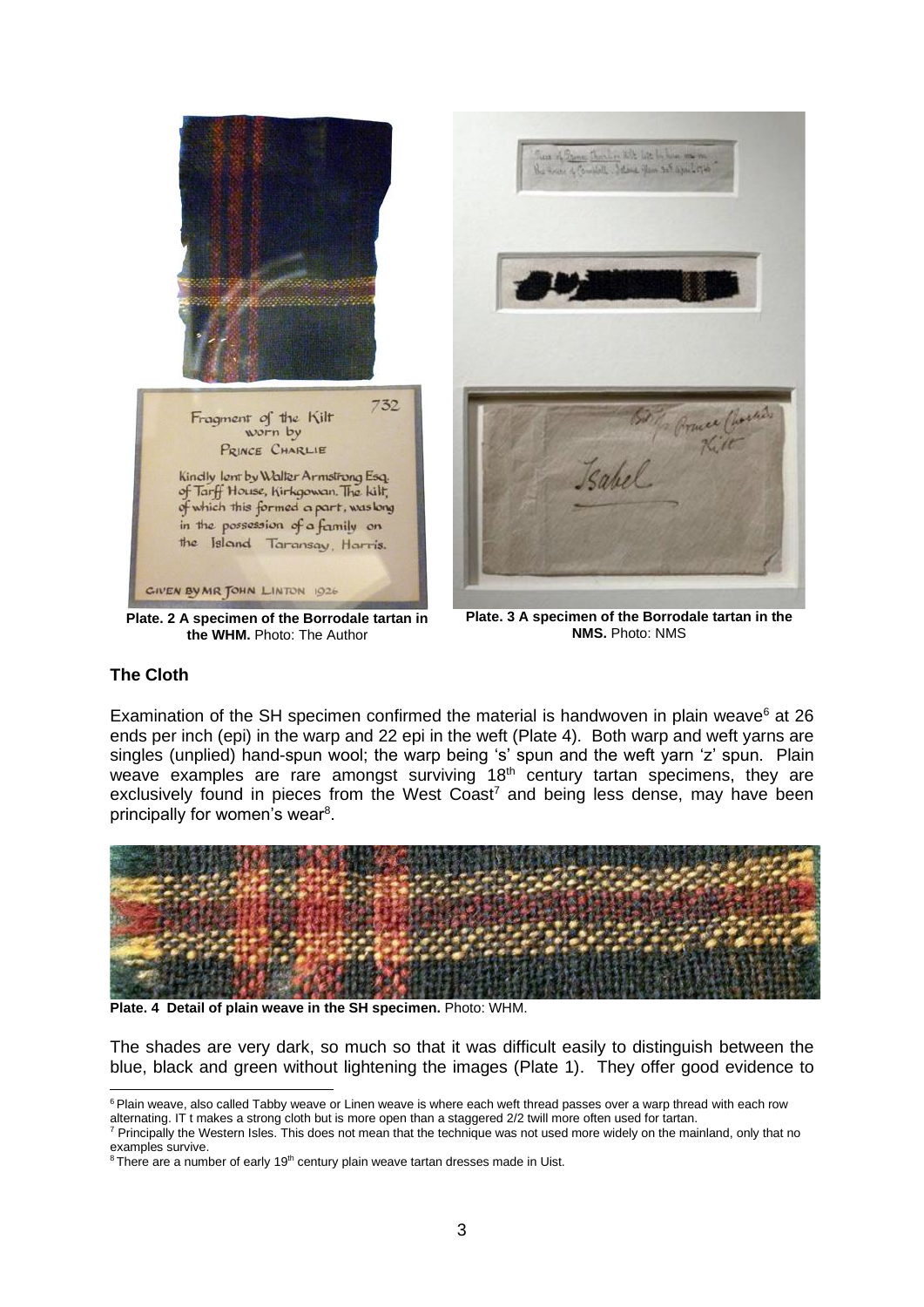**Plate. 2 A specimen of the Borrodale tartan in the WHM.** Photo: The Author

**Plate. 3 A specimen of the Borrodale tartan in the NMS.** Photo: NMS

### The Cloth

Examination of the SH specimen confirmed the material is handwoven in plain weave[6] at 26 ends per inch (epi) in the warp and 22 epi in the weft (Plate 4). Both warp and weft yarns are singles (unplied) hand-spun wool; the warp being 's' spun and the weft yarn 'z' spun. Plain weave examples are rare amongst surviving 18th century tartan specimens, they are exclusively found in pieces from the West Coast[7] and being less dense, may have been principally for women's wear[8].

**Plate. 4 Detail of plain weave in the SH specimen.** Photo: WHM.

The shades are very dark, so much so that it was difficult easily to distinguish between the blue, black and green without lightening the images (Plate 1). They offer good evidence to

---

[6] Plain weave, also called Tabby weave or Linen weave is where each weft thread passes over a warp thread with each row alternating. IT t makes a strong cloth but is more open than a staggered 2/2 twill more often used for tartan.

[7] Principally the Western Isles. This does not mean that the technique was not used more widely on the mainland, only that no examples survive.

[8] There are a number of early 19th century plain weave tartan dresses made in Uist.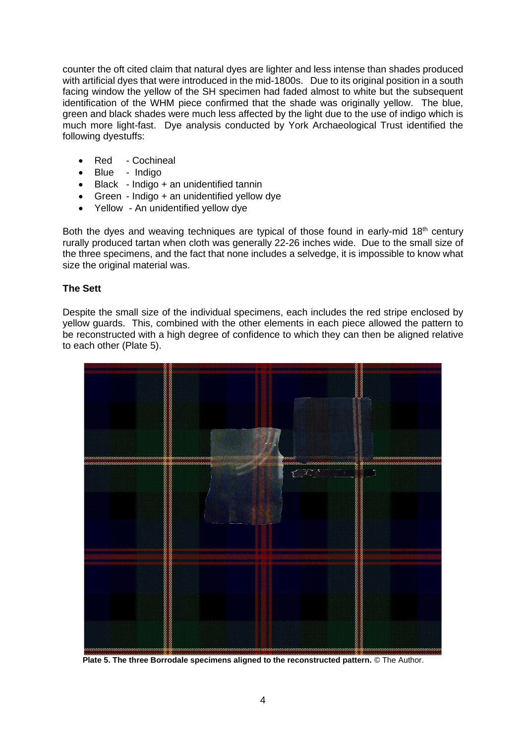counter the oft cited claim that natural dyes are lighter and less intense than shades produced with artificial dyes that were introduced in the mid-1800s. Due to its original position in a south facing window the yellow of the SH specimen had faded almost to white but the subsequent identification of the WHM piece confirmed that the shade was originally yellow. The blue, green and black shades were much less affected by the light due to the use of indigo which is much more light-fast. Dye analysis conducted by York Archaeological Trust identified the following dyestuffs:

- Red - Cochineal
- Blue - Indigo
- Black - Indigo + an unidentified tannin
- Green - Indigo + an unidentified yellow dye
- Yellow - An unidentified yellow dye

Both the dyes and weaving techniques are typical of those found in early-mid 18th century rurally produced tartan when cloth was generally 22-26 inches wide. Due to the small size of the three specimens, and the fact that none includes a selvedge, it is impossible to know what size the original material was.

**The Sett**

Despite the small size of the individual specimens, each includes the red stripe enclosed by yellow guards. This, combined with the other elements in each piece allowed the pattern to be reconstructed with a high degree of confidence to which they can then be aligned relative to each other (Plate 5).

**Plate 5. The three Borrodale specimens aligned to the reconstructed pattern.** © The Author.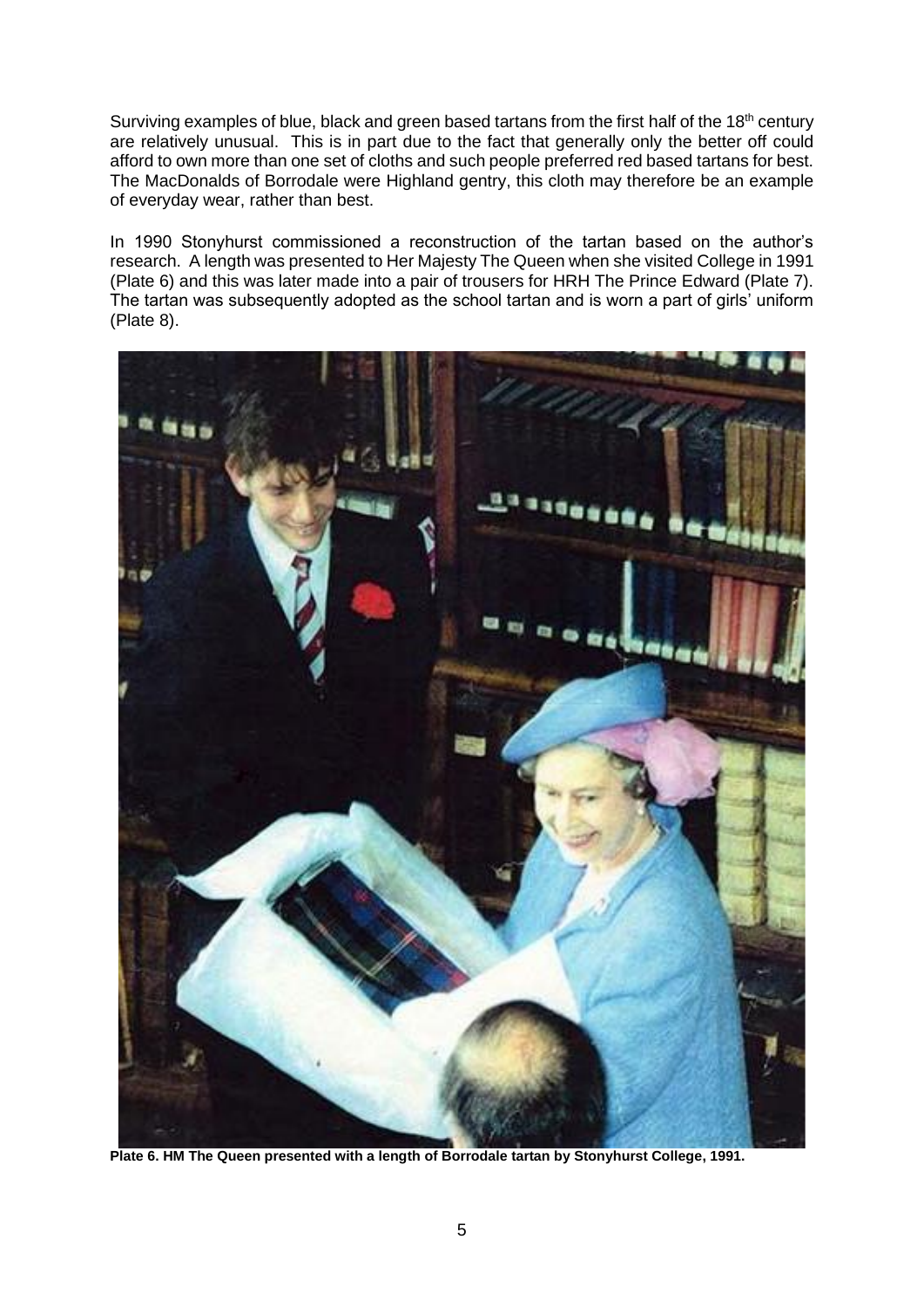Surviving examples of blue, black and green based tartans from the first half of the 18th century are relatively unusual. This is in part due to the fact that generally only the better off could afford to own more than one set of cloths and such people preferred red based tartans for best. The MacDonalds of Borrodale were Highland gentry, this cloth may therefore be an example of everyday wear, rather than best.

In 1990 Stonyhurst commissioned a reconstruction of the tartan based on the author's research. A length was presented to Her Majesty The Queen when she visited College in 1991 (Plate 6) and this was later made into a pair of trousers for HRH The Prince Edward (Plate 7). The tartan was subsequently adopted as the school tartan and is worn a part of girls' uniform (Plate 8).

**Plate 6. HM The Queen presented with a length of Borrodale tartan by Stonyhurst College, 1991.**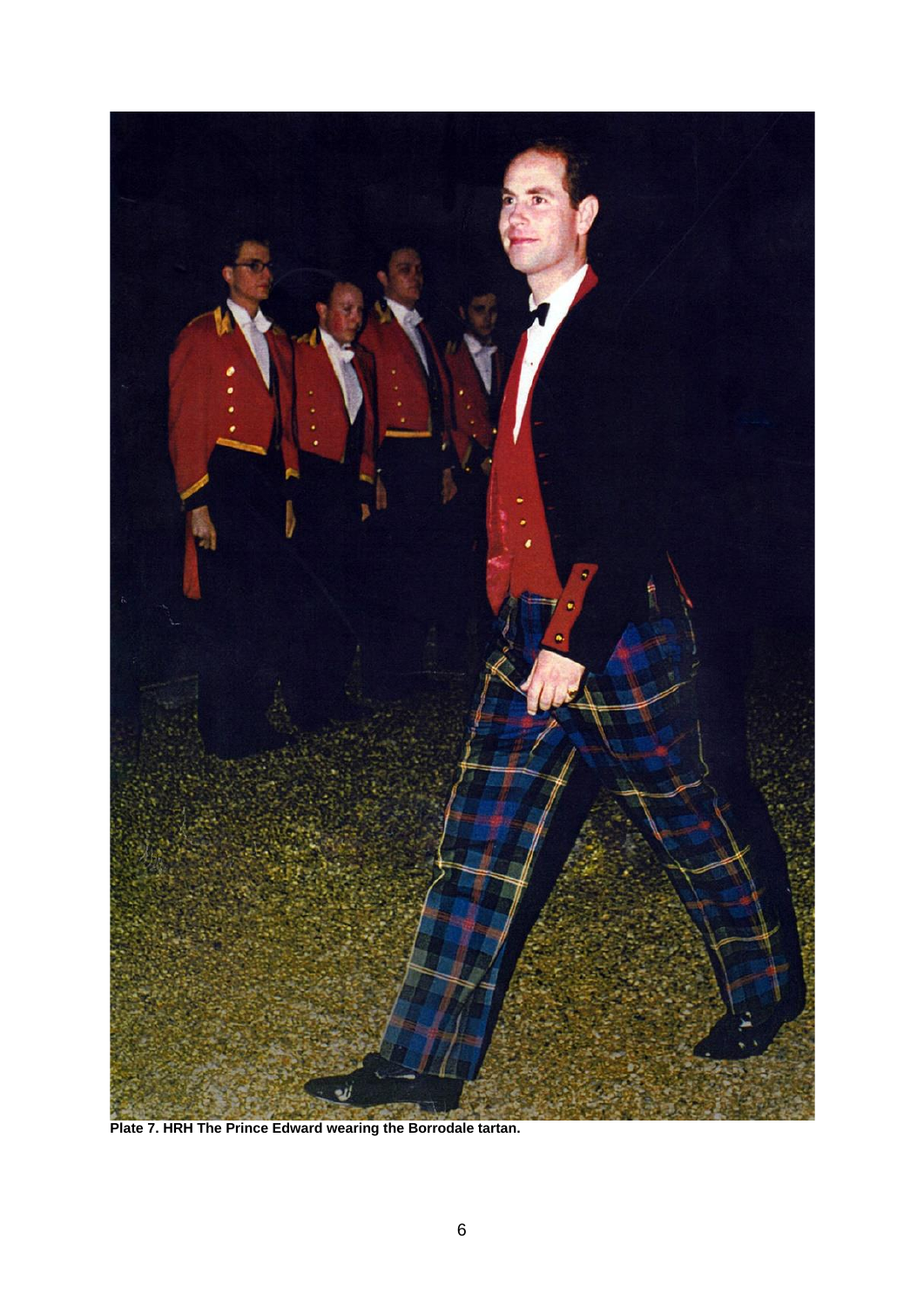**Plate 7. HRH The Prince Edward wearing the Borrodale tartan.**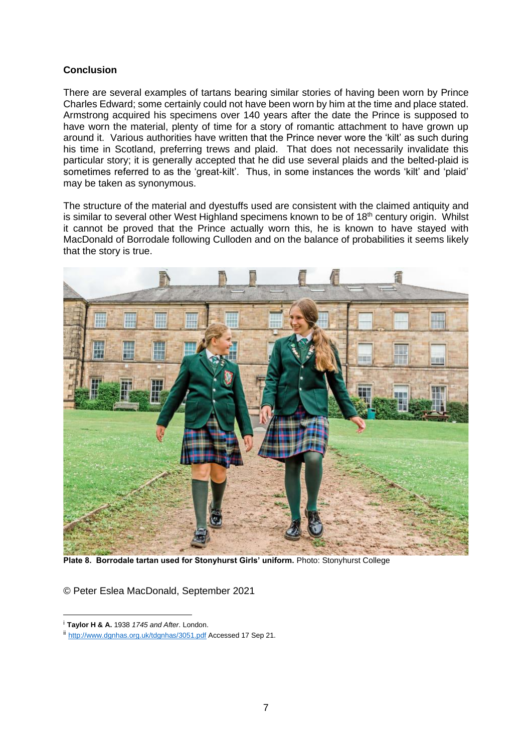**Conclusion**

There are several examples of tartans bearing similar stories of having been worn by Prince Charles Edward; some certainly could not have been worn by him at the time and place stated. Armstrong acquired his specimens over 140 years after the date the Prince is supposed to have worn the material, plenty of time for a story of romantic attachment to have grown up around it. Various authorities have written that the Prince never wore the 'kilt' as such during his time in Scotland, preferring trews and plaid. That does not necessarily invalidate this particular story; it is generally accepted that he did use several plaids and the belted-plaid is sometimes referred to as the 'great-kilt'. Thus, in some instances the words 'kilt' and 'plaid' may be taken as synonymous.

The structure of the material and dyestuffs used are consistent with the claimed antiquity and is similar to several other West Highland specimens known to be of 18th century origin. Whilst it cannot be proved that the Prince actually worn this, he is known to have stayed with MacDonald of Borrodale following Culloden and on the balance of probabilities it seems likely that the story is true.

**Plate 8. Borrodale tartan used for Stonyhurst Girls' uniform.** Photo: Stonyhurst College

© Peter Eslea MacDonald, September 2021

---

[i] **Taylor H & A.** 1938 *1745 and After*. London.

[ii] http://www.dgnhas.org.uk/tdgnhas/3051.pdf Accessed 17 Sep 21.